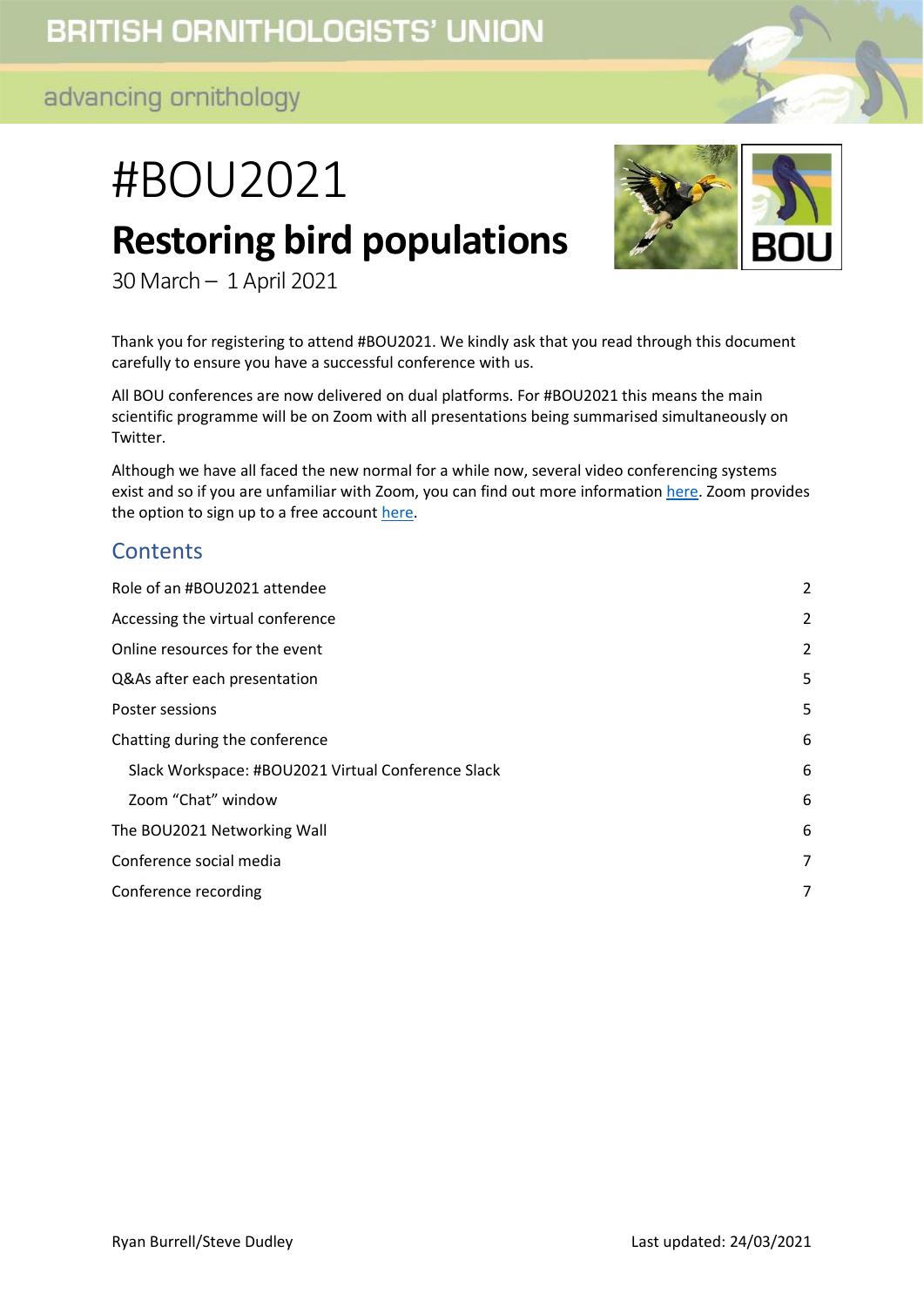BRITISH ORNITHOLOGISTS' UNION

advancing ornithology

# #BOU2021

# Restoring bird populations

30 March – 1 April 2021

Thank you for registering to attend #BOU2021. We kindly ask that you read through this document carefully to ensure you have a successful conference with us.

All BOU conferences are now delivered on dual platforms. For #BOU2021 this means the main scientific programme will be on Zoom with all presentations being summarised simultaneously on Twitter.

Although we have all faced the new normal for a while now, several video conferencing systems exist and so if you are unfamiliar with Zoom, you can find out more information here. Zoom provides the option to sign up to a free account here.

## Contents

| | |
|---|---|
| Role of an #BOU2021 attendee | 2 |
| Accessing the virtual conference | 2 |
| Online resources for the event | 2 |
| Q&As after each presentation | 5 |
| Poster sessions | 5 |
| Chatting during the conference | 6 |
| Slack Workspace: #BOU2021 Virtual Conference Slack | 6 |
| Zoom "Chat" window | 6 |
| The BOU2021 Networking Wall | 6 |
| Conference social media | 7 |
| Conference recording | 7 |

Ryan Burrell/Steve Dudley — Last updated: 24/03/2021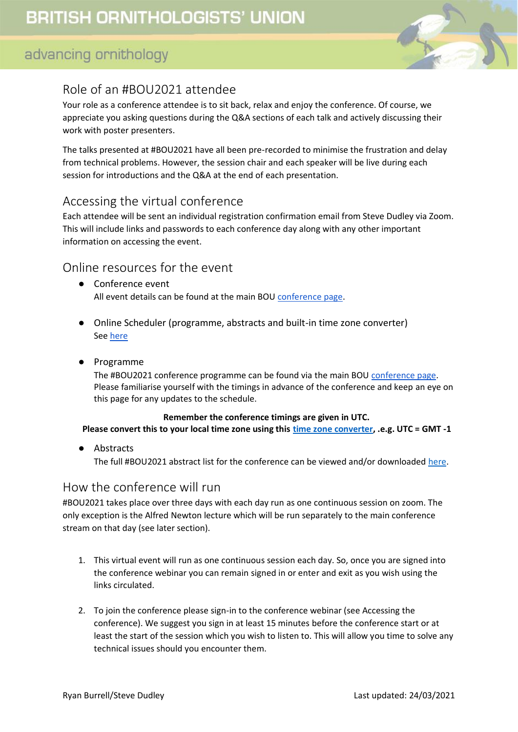## Role of an #BOU2021 attendee

Your role as a conference attendee is to sit back, relax and enjoy the conference. Of course, we appreciate you asking questions during the Q&A sections of each talk and actively discussing their work with poster presenters.

The talks presented at #BOU2021 have all been pre-recorded to minimise the frustration and delay from technical problems. However, the session chair and each speaker will be live during each session for introductions and the Q&A at the end of each presentation.

## Accessing the virtual conference

Each attendee will be sent an individual registration confirmation email from Steve Dudley via Zoom. This will include links and passwords to each conference day along with any other important information on accessing the event.

## Online resources for the event

- Conference event
  All event details can be found at the main BOU conference page.

- Online Scheduler (programme, abstracts and built-in time zone converter)
  See here

- Programme
  The #BOU2021 conference programme can be found via the main BOU conference page. Please familiarise yourself with the timings in advance of the conference and keep an eye on this page for any updates to the schedule.

**Remember the conference timings are given in UTC.**
**Please convert this to your local time zone using this time zone converter, .e.g. UTC = GMT -1**

- Abstracts
  The full #BOU2021 abstract list for the conference can be viewed and/or downloaded here.

## How the conference will run

#BOU2021 takes place over three days with each day run as one continuous session on zoom. The only exception is the Alfred Newton lecture which will be run separately to the main conference stream on that day (see later section).

1. This virtual event will run as one continuous session each day. So, once you are signed into the conference webinar you can remain signed in or enter and exit as you wish using the links circulated.

2. To join the conference please sign-in to the conference webinar (see Accessing the conference). We suggest you sign in at least 15 minutes before the conference start or at least the start of the session which you wish to listen to. This will allow you time to solve any technical issues should you encounter them.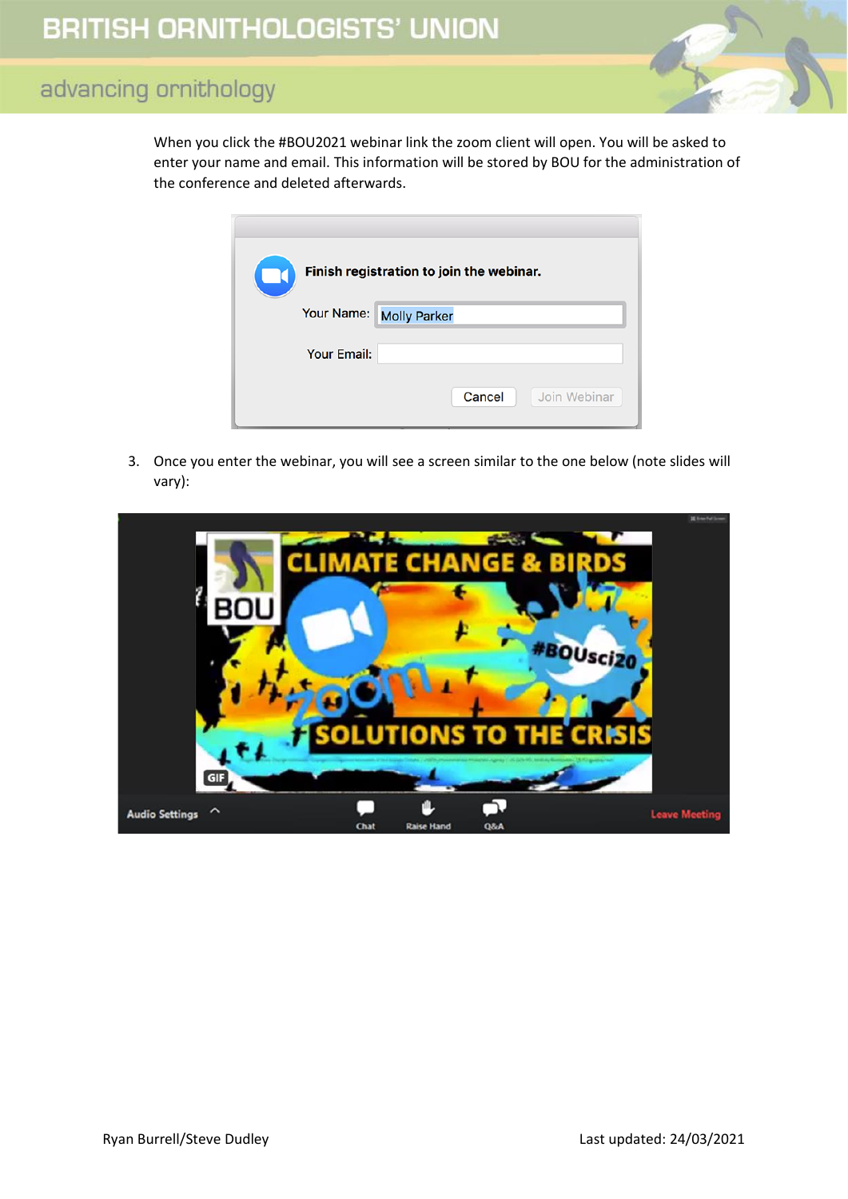When you click the #BOU2021 webinar link the zoom client will open. You will be asked to enter your name and email. This information will be stored by BOU for the administration of the conference and deleted afterwards.

3. Once you enter the webinar, you will see a screen similar to the one below (note slides will vary):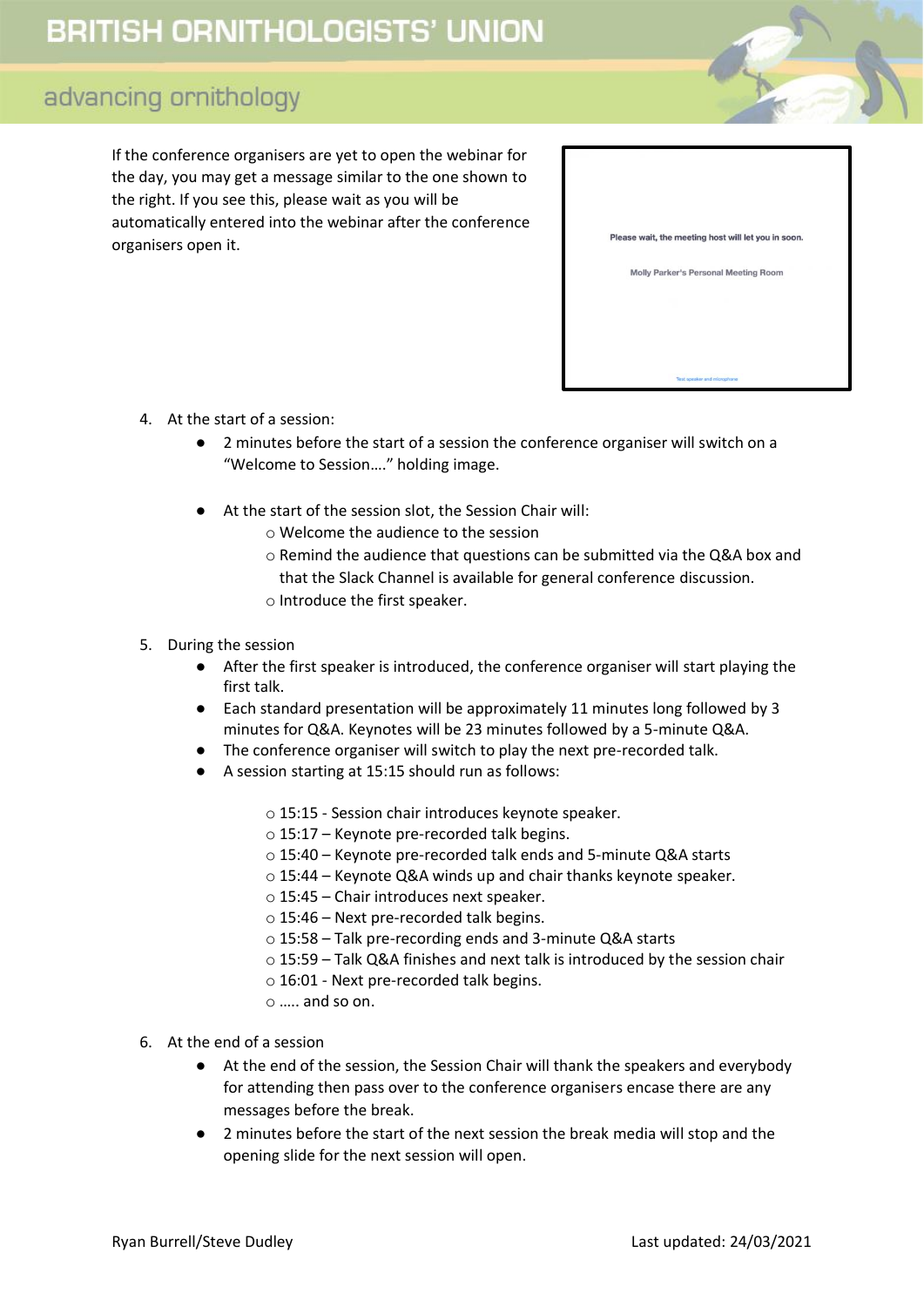If the conference organisers are yet to open the webinar for the day, you may get a message similar to the one shown to the right. If you see this, please wait as you will be automatically entered into the webinar after the conference organisers open it.

4. At the start of a session:
    - 2 minutes before the start of a session the conference organiser will switch on a "Welcome to Session…." holding image.
    - At the start of the session slot, the Session Chair will:
        - Welcome the audience to the session
        - Remind the audience that questions can be submitted via the Q&A box and that the Slack Channel is available for general conference discussion.
        - Introduce the first speaker.

5. During the session
    - After the first speaker is introduced, the conference organiser will start playing the first talk.
    - Each standard presentation will be approximately 11 minutes long followed by 3 minutes for Q&A. Keynotes will be 23 minutes followed by a 5-minute Q&A.
    - The conference organiser will switch to play the next pre-recorded talk.
    - A session starting at 15:15 should run as follows:
        - 15:15 - Session chair introduces keynote speaker.
        - 15:17 – Keynote pre-recorded talk begins.
        - 15:40 – Keynote pre-recorded talk ends and 5-minute Q&A starts
        - 15:44 – Keynote Q&A winds up and chair thanks keynote speaker.
        - 15:45 – Chair introduces next speaker.
        - 15:46 – Next pre-recorded talk begins.
        - 15:58 – Talk pre-recording ends and 3-minute Q&A starts
        - 15:59 – Talk Q&A finishes and next talk is introduced by the session chair
        - 16:01 - Next pre-recorded talk begins.
        - ….. and so on.

6. At the end of a session
    - At the end of the session, the Session Chair will thank the speakers and everybody for attending then pass over to the conference organisers encase there are any messages before the break.
    - 2 minutes before the start of the next session the break media will stop and the opening slide for the next session will open.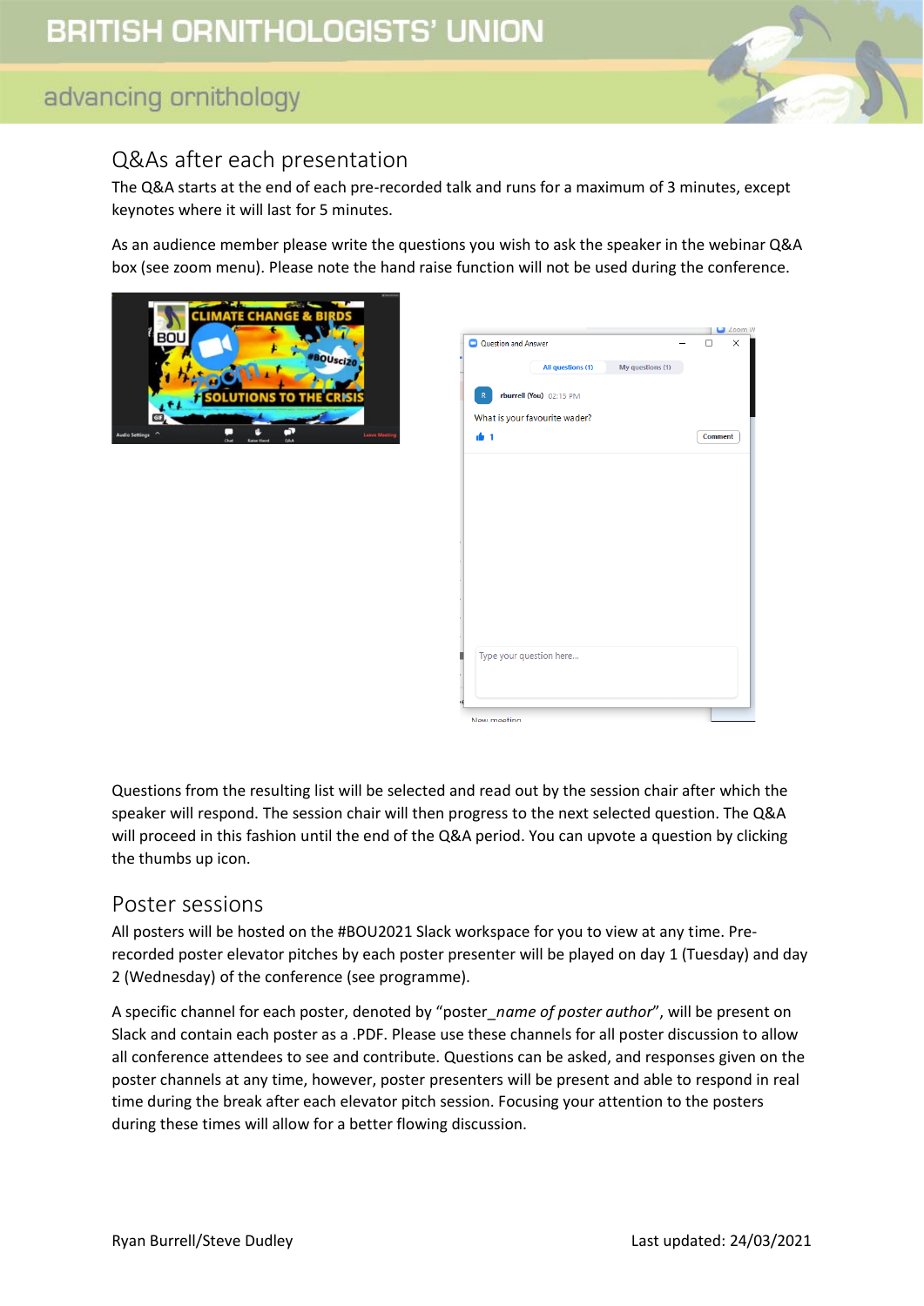## Q&As after each presentation

The Q&A starts at the end of each pre-recorded talk and runs for a maximum of 3 minutes, except keynotes where it will last for 5 minutes.

As an audience member please write the questions you wish to ask the speaker in the webinar Q&A box (see zoom menu). Please note the hand raise function will not be used during the conference.

Questions from the resulting list will be selected and read out by the session chair after which the speaker will respond. The session chair will then progress to the next selected question. The Q&A will proceed in this fashion until the end of the Q&A period. You can upvote a question by clicking the thumbs up icon.

## Poster sessions

All posters will be hosted on the #BOU2021 Slack workspace for you to view at any time. Pre-recorded poster elevator pitches by each poster presenter will be played on day 1 (Tuesday) and day 2 (Wednesday) of the conference (see programme).

A specific channel for each poster, denoted by "poster_*name of poster author*", will be present on Slack and contain each poster as a .PDF. Please use these channels for all poster discussion to allow all conference attendees to see and contribute. Questions can be asked, and responses given on the poster channels at any time, however, poster presenters will be present and able to respond in real time during the break after each elevator pitch session. Focusing your attention to the posters during these times will allow for a better flowing discussion.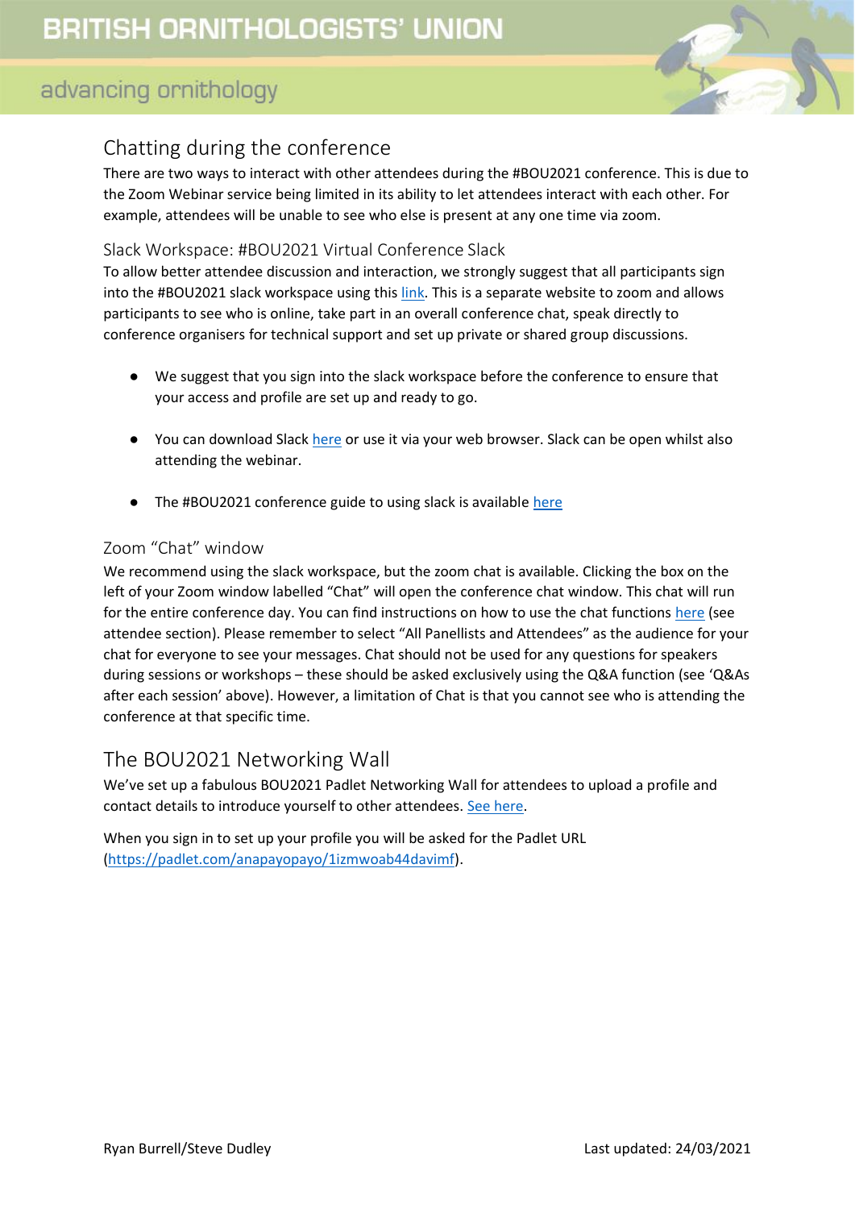## Chatting during the conference

There are two ways to interact with other attendees during the #BOU2021 conference. This is due to the Zoom Webinar service being limited in its ability to let attendees interact with each other. For example, attendees will be unable to see who else is present at any one time via zoom.

### Slack Workspace: #BOU2021 Virtual Conference Slack

To allow better attendee discussion and interaction, we strongly suggest that all participants sign into the #BOU2021 slack workspace using this link. This is a separate website to zoom and allows participants to see who is online, take part in an overall conference chat, speak directly to conference organisers for technical support and set up private or shared group discussions.

- We suggest that you sign into the slack workspace before the conference to ensure that your access and profile are set up and ready to go.
- You can download Slack here or use it via your web browser. Slack can be open whilst also attending the webinar.
- The #BOU2021 conference guide to using slack is available here

### Zoom "Chat" window

We recommend using the slack workspace, but the zoom chat is available. Clicking the box on the left of your Zoom window labelled "Chat" will open the conference chat window. This chat will run for the entire conference day. You can find instructions on how to use the chat functions here (see attendee section). Please remember to select "All Panellists and Attendees" as the audience for your chat for everyone to see your messages. Chat should not be used for any questions for speakers during sessions or workshops – these should be asked exclusively using the Q&A function (see 'Q&As after each session' above). However, a limitation of Chat is that you cannot see who is attending the conference at that specific time.

## The BOU2021 Networking Wall

We've set up a fabulous BOU2021 Padlet Networking Wall for attendees to upload a profile and contact details to introduce yourself to other attendees. See here.

When you sign in to set up your profile you will be asked for the Padlet URL (https://padlet.com/anapayopayo/1izmwoab44davimf).

Ryan Burrell/Steve Dudley

Last updated: 24/03/2021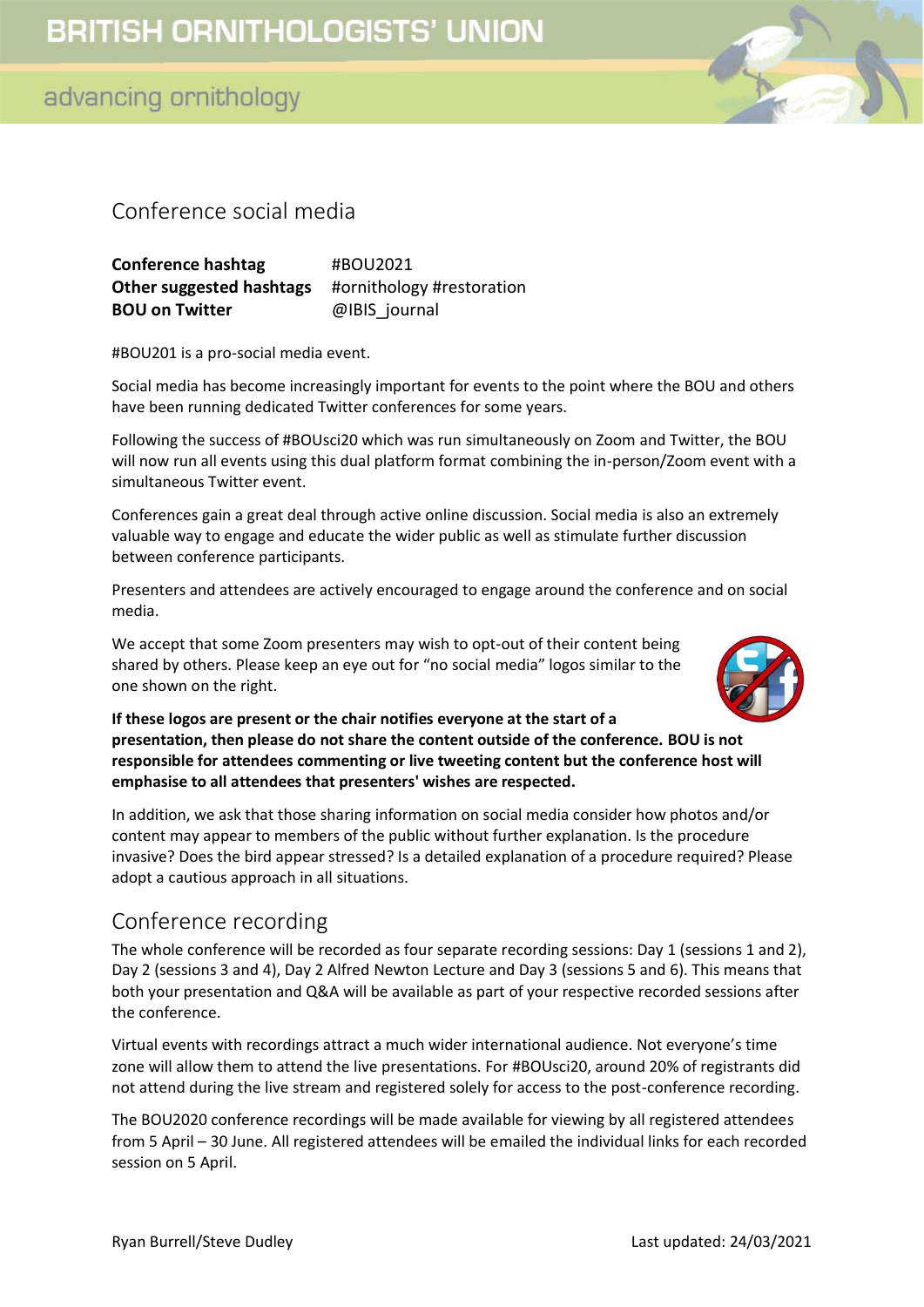## Conference social media

| | |
|---|---|
| **Conference hashtag** | #BOU2021 |
| **Other suggested hashtags** | #ornithology #restoration |
| **BOU on Twitter** | @IBIS_journal |

#BOU201 is a pro-social media event.

Social media has become increasingly important for events to the point where the BOU and others have been running dedicated Twitter conferences for some years.

Following the success of #BOUsci20 which was run simultaneously on Zoom and Twitter, the BOU will now run all events using this dual platform format combining the in-person/Zoom event with a simultaneous Twitter event.

Conferences gain a great deal through active online discussion. Social media is also an extremely valuable way to engage and educate the wider public as well as stimulate further discussion between conference participants.

Presenters and attendees are actively encouraged to engage around the conference and on social media.

We accept that some Zoom presenters may wish to opt-out of their content being shared by others. Please keep an eye out for "no social media" logos similar to the one shown on the right.

**If these logos are present or the chair notifies everyone at the start of a presentation, then please do not share the content outside of the conference. BOU is not responsible for attendees commenting or live tweeting content but the conference host will emphasise to all attendees that presenters' wishes are respected.**

In addition, we ask that those sharing information on social media consider how photos and/or content may appear to members of the public without further explanation. Is the procedure invasive? Does the bird appear stressed? Is a detailed explanation of a procedure required? Please adopt a cautious approach in all situations.

## Conference recording

The whole conference will be recorded as four separate recording sessions: Day 1 (sessions 1 and 2), Day 2 (sessions 3 and 4), Day 2 Alfred Newton Lecture and Day 3 (sessions 5 and 6). This means that both your presentation and Q&A will be available as part of your respective recorded sessions after the conference.

Virtual events with recordings attract a much wider international audience. Not everyone's time zone will allow them to attend the live presentations. For #BOUsci20, around 20% of registrants did not attend during the live stream and registered solely for access to the post-conference recording.

The BOU2020 conference recordings will be made available for viewing by all registered attendees from 5 April – 30 June. All registered attendees will be emailed the individual links for each recorded session on 5 April.

Ryan Burrell/Steve Dudley

Last updated: 24/03/2021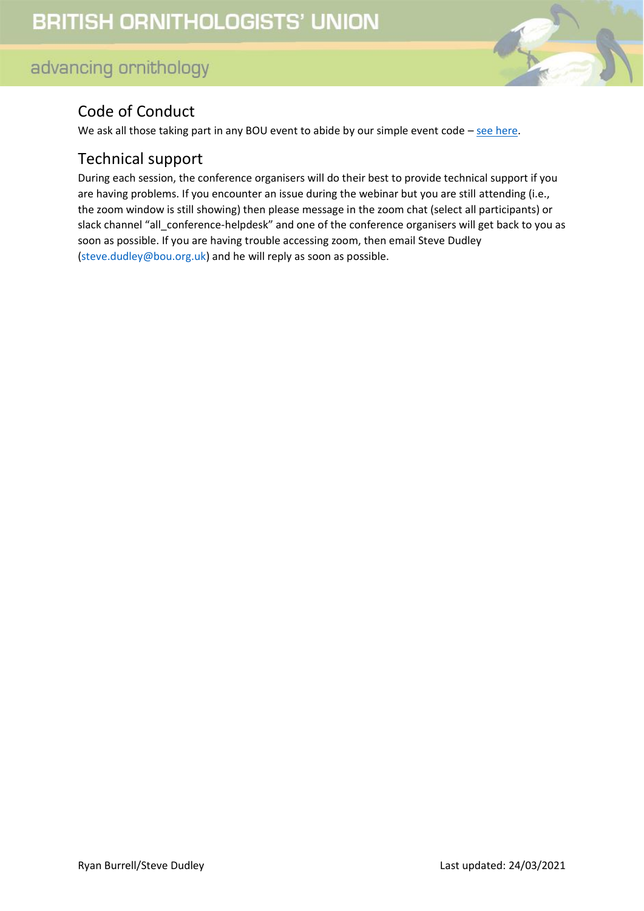## Code of Conduct

We ask all those taking part in any BOU event to abide by our simple event code – [see here](#).

## Technical support

During each session, the conference organisers will do their best to provide technical support if you are having problems. If you encounter an issue during the webinar but you are still attending (i.e., the zoom window is still showing) then please message in the zoom chat (select all participants) or slack channel "all_conference-helpdesk" and one of the conference organisers will get back to you as soon as possible. If you are having trouble accessing zoom, then email Steve Dudley (steve.dudley@bou.org.uk) and he will reply as soon as possible.